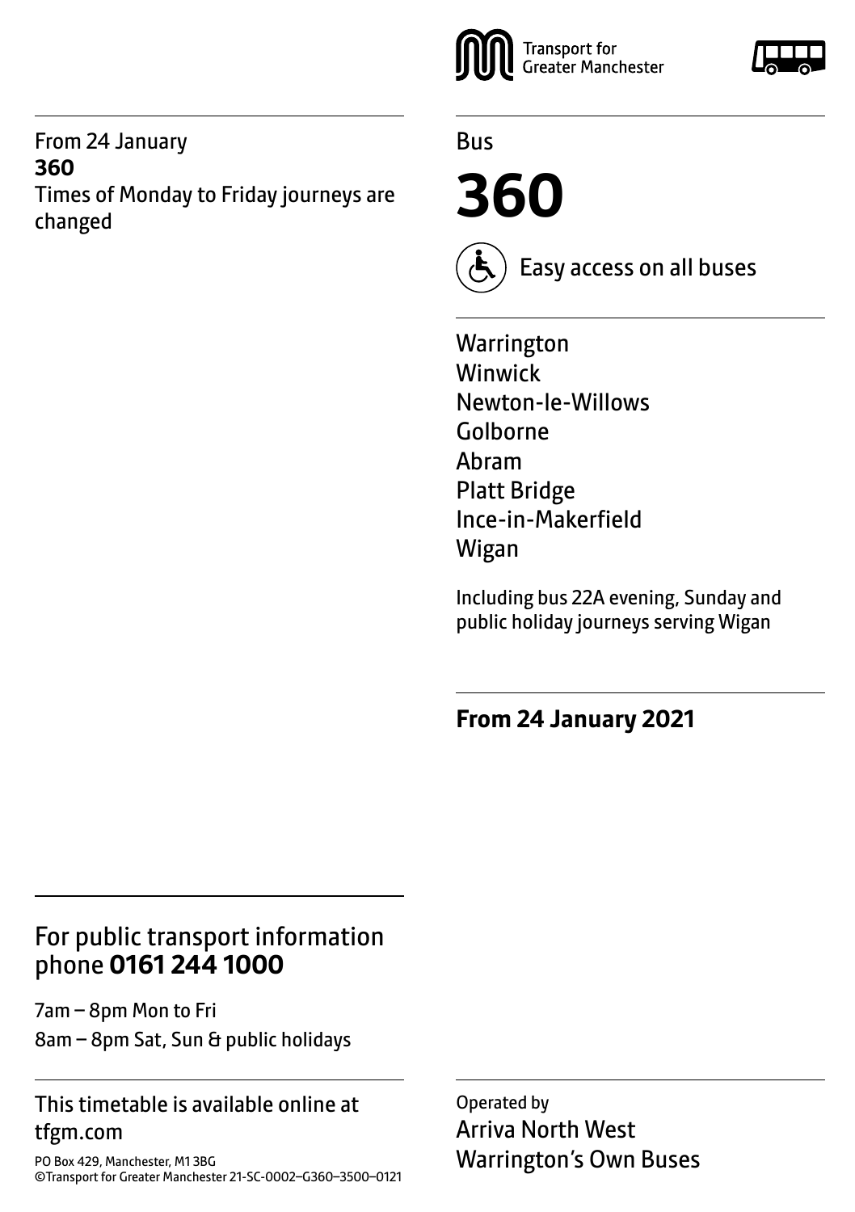From 24 January
**360**
Times of Monday to Friday journeys are changed

Transport for Greater Manchester

Bus

# 360

Easy access on all buses

Warrington
Winwick
Newton-le-Willows
Golborne
Abram
Platt Bridge
Ince-in-Makerfield
Wigan

Including bus 22A evening, Sunday and public holiday journeys serving Wigan

**From 24 January 2021**

## For public transport information phone **0161 244 1000**

7am – 8pm Mon to Fri
8am – 8pm Sat, Sun & public holidays

This timetable is available online at tfgm.com

PO Box 429, Manchester, M1 3BG
©Transport for Greater Manchester 21-SC-0002–G360–3500–0121

Operated by
Arriva North West
Warrington's Own Buses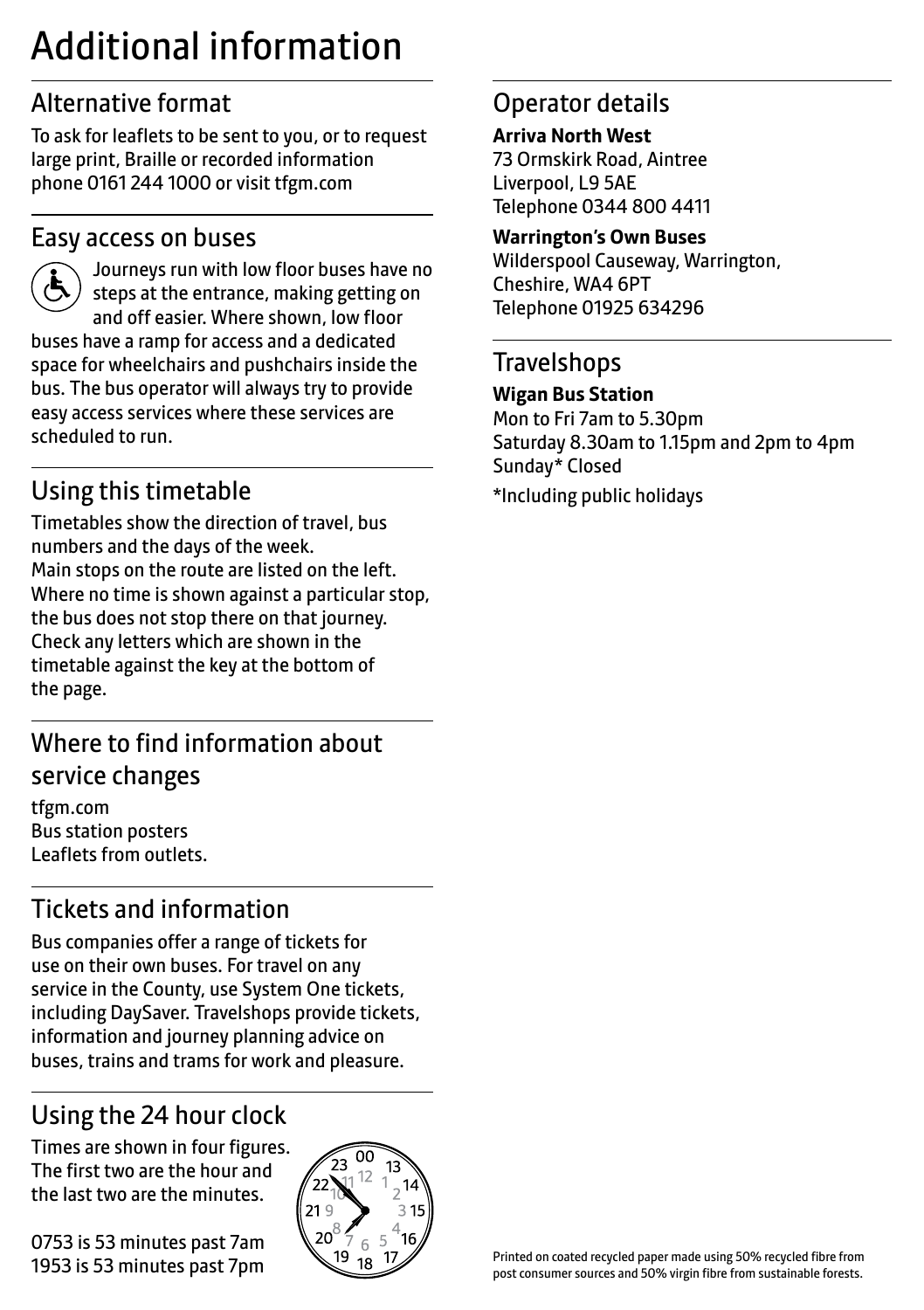# Additional information

## Alternative format

To ask for leaflets to be sent to you, or to request large print, Braille or recorded information phone 0161 244 1000 or visit tfgm.com

## Easy access on buses

Journeys run with low floor buses have no steps at the entrance, making getting on and off easier. Where shown, low floor buses have a ramp for access and a dedicated space for wheelchairs and pushchairs inside the bus. The bus operator will always try to provide easy access services where these services are scheduled to run.

## Using this timetable

Timetables show the direction of travel, bus numbers and the days of the week.
Main stops on the route are listed on the left. Where no time is shown against a particular stop, the bus does not stop there on that journey. Check any letters which are shown in the timetable against the key at the bottom of the page.

## Where to find information about service changes

tfgm.com
Bus station posters
Leaflets from outlets.

## Tickets and information

Bus companies offer a range of tickets for use on their own buses. For travel on any service in the County, use System One tickets, including DaySaver. Travelshops provide tickets, information and journey planning advice on buses, trains and trams for work and pleasure.

## Using the 24 hour clock

Times are shown in four figures. The first two are the hour and the last two are the minutes.

0753 is 53 minutes past 7am
1953 is 53 minutes past 7pm

## Operator details

**Arriva North West**
73 Ormskirk Road, Aintree
Liverpool, L9 5AE
Telephone 0344 800 4411

**Warrington's Own Buses**
Wilderspool Causeway, Warrington,
Cheshire, WA4 6PT
Telephone 01925 634296

## Travelshops

**Wigan Bus Station**
Mon to Fri 7am to 5.30pm
Saturday 8.30am to 1.15pm and 2pm to 4pm
Sunday* Closed

*Including public holidays

Printed on coated recycled paper made using 50% recycled fibre from post consumer sources and 50% virgin fibre from sustainable forests.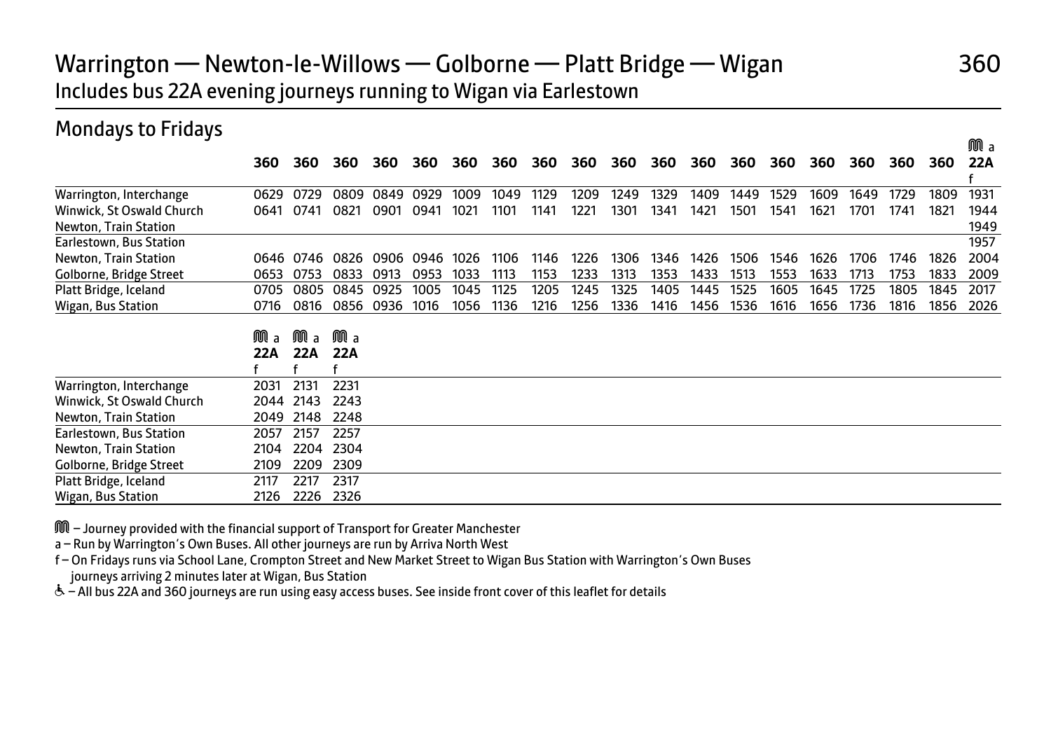# Warrington — Newton-le-Willows — Golborne — Platt Bridge — Wigan 360

Includes bus 22A evening journeys running to Wigan via Earlestown

## Mondays to Fridays

| | 360 | 360 | 360 | 360 | 360 | 360 | 360 | 360 | 360 | 360 | 360 | 360 | 360 | 360 | 360 | 360 | 360 | 360 | M a 22A f |
|---|---|---|---|---|---|---|---|---|---|---|---|---|---|---|---|---|---|---|---|
| Warrington, Interchange | 0629 | 0729 | 0809 | 0849 | 0929 | 1009 | 1049 | 1129 | 1209 | 1249 | 1329 | 1409 | 1449 | 1529 | 1609 | 1649 | 1729 | 1809 | 1931 |
| Winwick, St Oswald Church | 0641 | 0741 | 0821 | 0901 | 0941 | 1021 | 1101 | 1141 | 1221 | 1301 | 1341 | 1421 | 1501 | 1541 | 1621 | 1701 | 1741 | 1821 | 1944 |
| Newton, Train Station | | | | | | | | | | | | | | | | | | | 1949 |
| Earlestown, Bus Station | | | | | | | | | | | | | | | | | | | 1957 |
| Newton, Train Station | 0646 | 0746 | 0826 | 0906 | 0946 | 1026 | 1106 | 1146 | 1226 | 1306 | 1346 | 1426 | 1506 | 1546 | 1626 | 1706 | 1746 | 1826 | 2004 |
| Golborne, Bridge Street | 0653 | 0753 | 0833 | 0913 | 0953 | 1033 | 1113 | 1153 | 1233 | 1313 | 1353 | 1433 | 1513 | 1553 | 1633 | 1713 | 1753 | 1833 | 2009 |
| Platt Bridge, Iceland | 0705 | 0805 | 0845 | 0925 | 1005 | 1045 | 1125 | 1205 | 1245 | 1325 | 1405 | 1445 | 1525 | 1605 | 1645 | 1725 | 1805 | 1845 | 2017 |
| Wigan, Bus Station | 0716 | 0816 | 0856 | 0936 | 1016 | 1056 | 1136 | 1216 | 1256 | 1336 | 1416 | 1456 | 1536 | 1616 | 1656 | 1736 | 1816 | 1856 | 2026 |

| | M a 22A f | M a 22A f | M a 22A f |
|---|---|---|---|
| Warrington, Interchange | 2031 | 2131 | 2231 |
| Winwick, St Oswald Church | 2044 | 2143 | 2243 |
| Newton, Train Station | 2049 | 2148 | 2248 |
| Earlestown, Bus Station | 2057 | 2157 | 2257 |
| Newton, Train Station | 2104 | 2204 | 2304 |
| Golborne, Bridge Street | 2109 | 2209 | 2309 |
| Platt Bridge, Iceland | 2117 | 2217 | 2317 |
| Wigan, Bus Station | 2126 | 2226 | 2326 |

M – Journey provided with the financial support of Transport for Greater Manchester

a – Run by Warrington's Own Buses. All other journeys are run by Arriva North West

f – On Fridays runs via School Lane, Crompton Street and New Market Street to Wigan Bus Station with Warrington's Own Buses journeys arriving 2 minutes later at Wigan, Bus Station

♿ – All bus 22A and 360 journeys are run using easy access buses. See inside front cover of this leaflet for details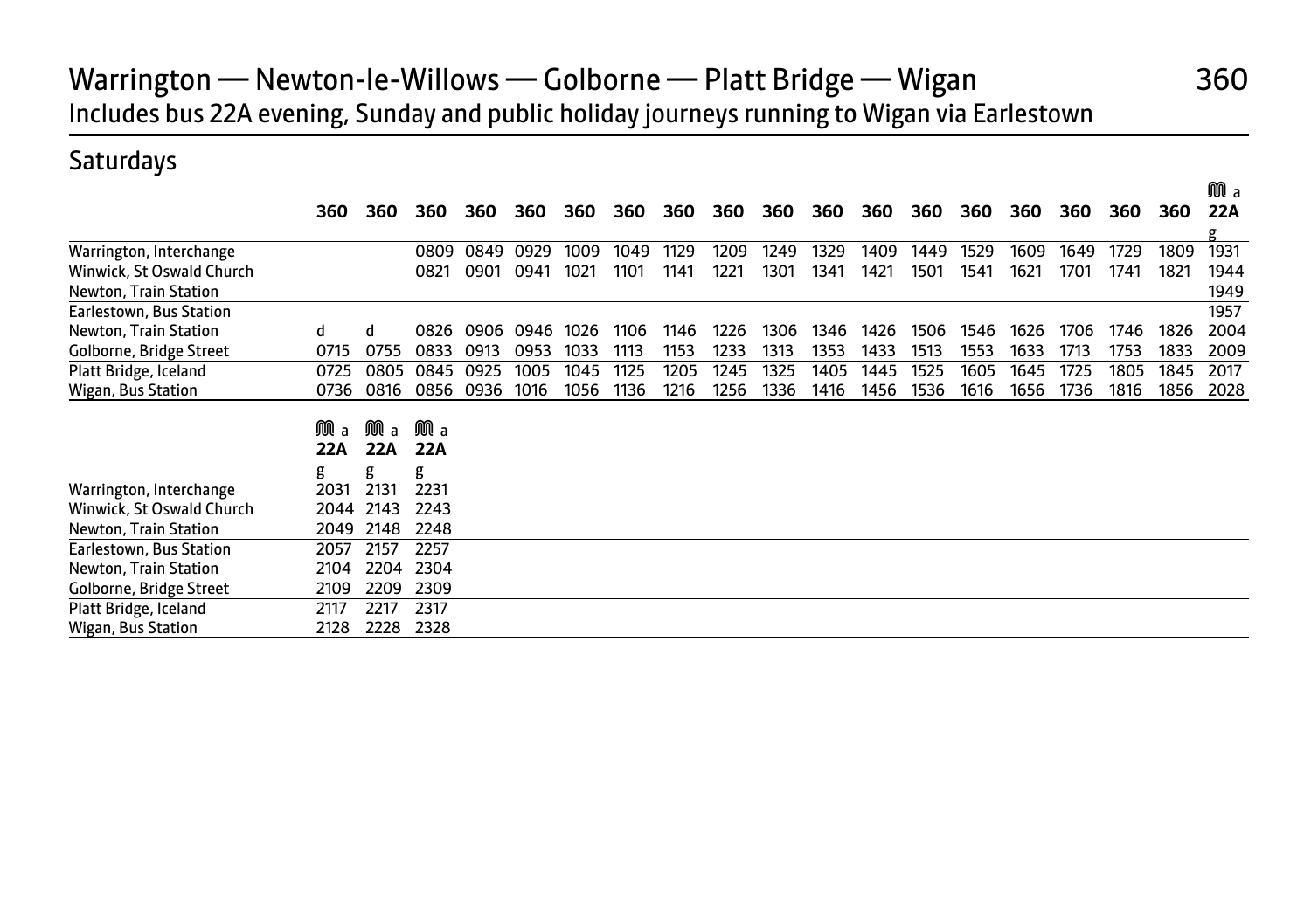# Warrington — Newton-le-Willows — Golborne — Platt Bridge — Wigan

360

Includes bus 22A evening, Sunday and public holiday journeys running to Wigan via Earlestown

## Saturdays

| | 360 | 360 | 360 | 360 | 360 | 360 | 360 | 360 | 360 | 360 | 360 | 360 | 360 | 360 | 360 | 360 | 360 | 360 | Ⓜ a 22A g |
|---|---|---|---|---|---|---|---|---|---|---|---|---|---|---|---|---|---|---|---|
| Warrington, Interchange | | | 0809 | 0849 | 0929 | 1009 | 1049 | 1129 | 1209 | 1249 | 1329 | 1409 | 1449 | 1529 | 1609 | 1649 | 1729 | 1809 | 1931 |
| Winwick, St Oswald Church | | | 0821 | 0901 | 0941 | 1021 | 1101 | 1141 | 1221 | 1301 | 1341 | 1421 | 1501 | 1541 | 1621 | 1701 | 1741 | 1821 | 1944 |
| Newton, Train Station | | | | | | | | | | | | | | | | | | | 1949 |
| Earlestown, Bus Station | | | | | | | | | | | | | | | | | | | 1957 |
| Newton, Train Station | d | d | 0826 | 0906 | 0946 | 1026 | 1106 | 1146 | 1226 | 1306 | 1346 | 1426 | 1506 | 1546 | 1626 | 1706 | 1746 | 1826 | 2004 |
| Golborne, Bridge Street | 0715 | 0755 | 0833 | 0913 | 0953 | 1033 | 1113 | 1153 | 1233 | 1313 | 1353 | 1433 | 1513 | 1553 | 1633 | 1713 | 1753 | 1833 | 2009 |
| Platt Bridge, Iceland | 0725 | 0805 | 0845 | 0925 | 1005 | 1045 | 1125 | 1205 | 1245 | 1325 | 1405 | 1445 | 1525 | 1605 | 1645 | 1725 | 1805 | 1845 | 2017 |
| Wigan, Bus Station | 0736 | 0816 | 0856 | 0936 | 1016 | 1056 | 1136 | 1216 | 1256 | 1336 | 1416 | 1456 | 1536 | 1616 | 1656 | 1736 | 1816 | 1856 | 2028 |

| | Ⓜ a 22A g | Ⓜ a 22A g | Ⓜ a 22A g |
|---|---|---|---|
| Warrington, Interchange | 2031 | 2131 | 2231 |
| Winwick, St Oswald Church | 2044 | 2143 | 2243 |
| Newton, Train Station | 2049 | 2148 | 2248 |
| Earlestown, Bus Station | 2057 | 2157 | 2257 |
| Newton, Train Station | 2104 | 2204 | 2304 |
| Golborne, Bridge Street | 2109 | 2209 | 2309 |
| Platt Bridge, Iceland | 2117 | 2217 | 2317 |
| Wigan, Bus Station | 2128 | 2228 | 2328 |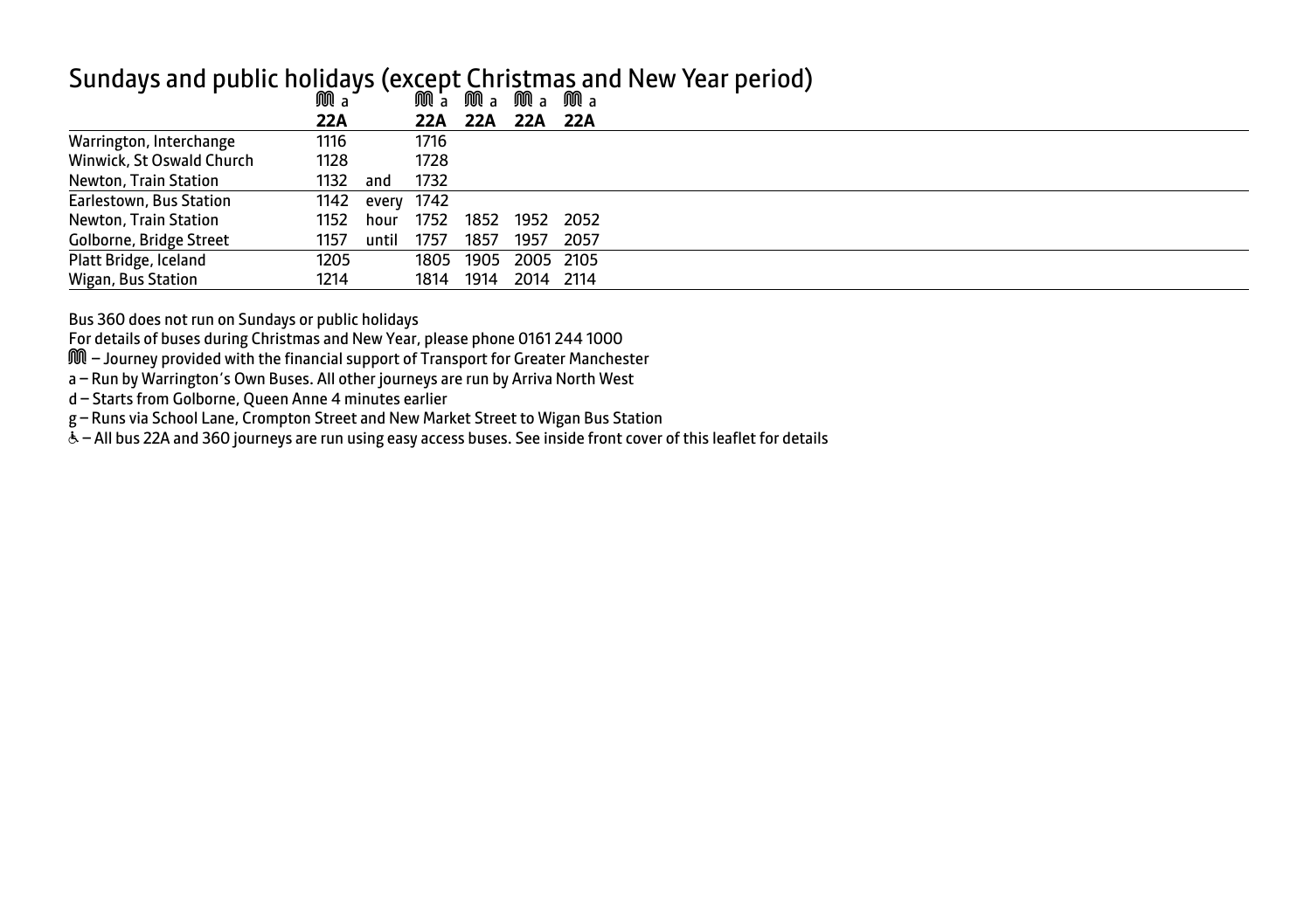## Sundays and public holidays (except Christmas and New Year period)

| | ⓜ a | | ⓜ a | ⓜ a | ⓜ a | ⓜ a |
|---|---|---|---|---|---|---|
| | **22A** | | **22A** | **22A** | **22A** | **22A** |
| Warrington, Interchange | 1116 | | 1716 | | | |
| Winwick, St Oswald Church | 1128 | | 1728 | | | |
| Newton, Train Station | 1132 | and | 1732 | | | |
| Earlestown, Bus Station | 1142 | every | 1742 | | | |
| Newton, Train Station | 1152 | hour | 1752 | 1852 | 1952 | 2052 |
| Golborne, Bridge Street | 1157 | until | 1757 | 1857 | 1957 | 2057 |
| Platt Bridge, Iceland | 1205 | | 1805 | 1905 | 2005 | 2105 |
| Wigan, Bus Station | 1214 | | 1814 | 1914 | 2014 | 2114 |

Bus 360 does not run on Sundays or public holidays

For details of buses during Christmas and New Year, please phone 0161 244 1000

ⓜ – Journey provided with the financial support of Transport for Greater Manchester

a – Run by Warrington's Own Buses. All other journeys are run by Arriva North West

d – Starts from Golborne, Queen Anne 4 minutes earlier

g – Runs via School Lane, Crompton Street and New Market Street to Wigan Bus Station

♿ – All bus 22A and 360 journeys are run using easy access buses. See inside front cover of this leaflet for details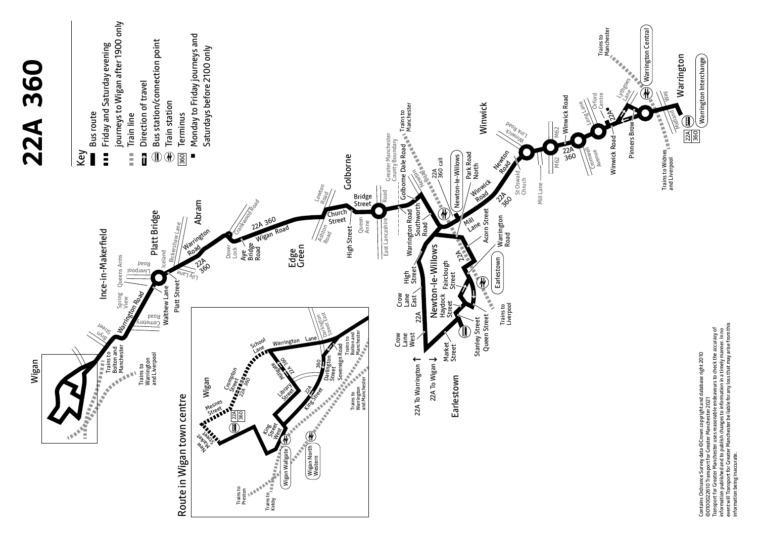# 22A 360

## Key

- Bus route
- Friday and Saturday evening journeys to Wigan after 1900 only
- Train line
- Direction of travel
- Bus station/connection point
- Train station
- 360 Terminus
- ■ Monday to Friday journeys and Saturdays before 2100 only

Wigan

Ince-in-Makerfield

Platt Bridge

Abram

Edge Green

Golborne

Newton-le-Willows

Earlestown

Winwick

Warrington

Trains to Bolton and Manchester

Trains to Warrington and Liverpool

Bryn Street

Warrington Road

Cemetery Road

Spring View

Queens Arms

Liverpool Road

Walthew Lane

Platt Street

Iceland

Lily Lane

Warrington Road

Bickershaw Lane

22A 360

Crankwood Road

Dover Lock

Aye Bridge Road

22A 360 Wigan Road

Ashton Road

Church Street

Lowton Road

High Street

Queen Anne

Bridge Street

Road

East Lancashire

Greater Manchester County Boundary

Golborne Dale Road

Trains to Manchester

Warrington Road

Southworth Road

Newton Road

22A 360 call

Newton-le-Willows

Park Road North

Winwick Road

22A 360

Mill Lane

Acorn Street

Warrington Road

Earlestown

High Street

Crow Lane East

22A

Fairclough Street

Haydock Street

Crow Lane West

22A To Warrington

22A To Wigan

Market Street

Stanley Street

Queen Street

Trains to Liverpool

Newton Road

St Oswald Church

Mill Lane

Winwick Link Road

M62

22A 360

Winwick Road

Cromwell Avenue

Long Lane

Orford Centre

22A

Lythgoes Lane

Winwick Road

Pinners Brow

Trains to Manchester

Warrington Central

Trains to Widnes and Liverpool

Midland Way

22A 360

Warrington Interchange

## Route in Wigan town centre

New Market Street

Mesnes Street

22A 360

Compton Street 22A 360

School Lane

Warrington Lane

Millgate 22A 360

Library Street

Darlington Street East

Sovereign Road

Darlington Street

360

22A

King Street

King Street West

Wigan Wallgate

Wigan North Western

Trains to Preston

Trains to Kirkby

Trains to Warrington and Manchester

Trains to Bolton and Manchester

Contains Ordnance Survey data ©Crown copyright and database right 2010
©0100022610 Transport for Greater Manchester 2021
Transport for Greater Manchester uses reasonable endeavours to check the accuracy of information published and to publish changes to information in a timely manner. In no event will Transport for Greater Manchester be liable for any loss that may arise from this information being inaccurate.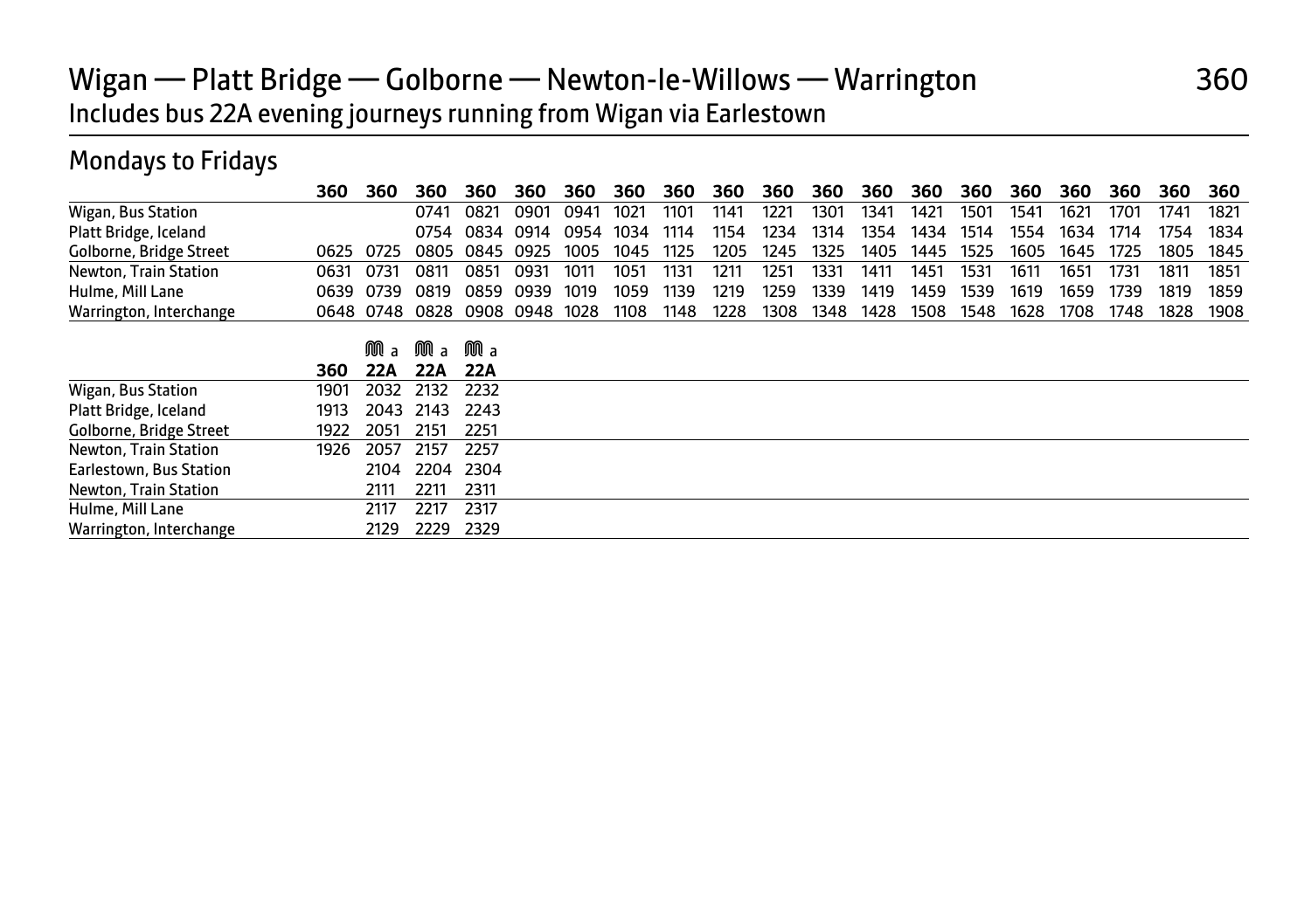# Wigan — Platt Bridge — Golborne — Newton-le-Willows — Warrington

## 360

Includes bus 22A evening journeys running from Wigan via Earlestown

### Mondays to Fridays

| | 360 | 360 | 360 | 360 | 360 | 360 | 360 | 360 | 360 | 360 | 360 | 360 | 360 | 360 | 360 | 360 | 360 | 360 | 360 |
|---|---|---|---|---|---|---|---|---|---|---|---|---|---|---|---|---|---|---|---|
| Wigan, Bus Station | | | 0741 | 0821 | 0901 | 0941 | 1021 | 1101 | 1141 | 1221 | 1301 | 1341 | 1421 | 1501 | 1541 | 1621 | 1701 | 1741 | 1821 |
| Platt Bridge, Iceland | | | 0754 | 0834 | 0914 | 0954 | 1034 | 1114 | 1154 | 1234 | 1314 | 1354 | 1434 | 1514 | 1554 | 1634 | 1714 | 1754 | 1834 |
| Golborne, Bridge Street | 0625 | 0725 | 0805 | 0845 | 0925 | 1005 | 1045 | 1125 | 1205 | 1245 | 1325 | 1405 | 1445 | 1525 | 1605 | 1645 | 1725 | 1805 | 1845 |
| Newton, Train Station | 0631 | 0731 | 0811 | 0851 | 0931 | 1011 | 1051 | 1131 | 1211 | 1251 | 1331 | 1411 | 1451 | 1531 | 1611 | 1651 | 1731 | 1811 | 1851 |
| Hulme, Mill Lane | 0639 | 0739 | 0819 | 0859 | 0939 | 1019 | 1059 | 1139 | 1219 | 1259 | 1339 | 1419 | 1459 | 1539 | 1619 | 1659 | 1739 | 1819 | 1859 |
| Warrington, Interchange | 0648 | 0748 | 0828 | 0908 | 0948 | 1028 | 1108 | 1148 | 1228 | 1308 | 1348 | 1428 | 1508 | 1548 | 1628 | 1708 | 1748 | 1828 | 1908 |

| | 360 | 22A (M a) | 22A (M a) | 22A (M a) |
|---|---|---|---|---|
| Wigan, Bus Station | 1901 | 2032 | 2132 | 2232 |
| Platt Bridge, Iceland | 1913 | 2043 | 2143 | 2243 |
| Golborne, Bridge Street | 1922 | 2051 | 2151 | 2251 |
| Newton, Train Station | 1926 | 2057 | 2157 | 2257 |
| Earlestown, Bus Station | | 2104 | 2204 | 2304 |
| Newton, Train Station | | 2111 | 2211 | 2311 |
| Hulme, Mill Lane | | 2117 | 2217 | 2317 |
| Warrington, Interchange | | 2129 | 2229 | 2329 |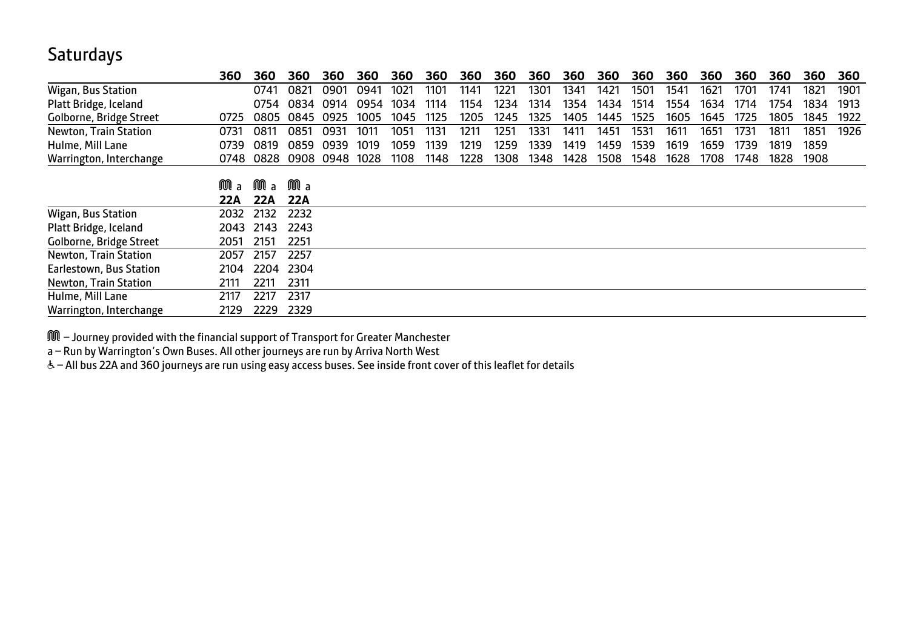## Saturdays

| | 360 | 360 | 360 | 360 | 360 | 360 | 360 | 360 | 360 | 360 | 360 | 360 | 360 | 360 | 360 | 360 | 360 | 360 | 360 |
|---|---|---|---|---|---|---|---|---|---|---|---|---|---|---|---|---|---|---|---|
| Wigan, Bus Station | | 0741 | 0821 | 0901 | 0941 | 1021 | 1101 | 1141 | 1221 | 1301 | 1341 | 1421 | 1501 | 1541 | 1621 | 1701 | 1741 | 1821 | 1901 |
| Platt Bridge, Iceland | | 0754 | 0834 | 0914 | 0954 | 1034 | 1114 | 1154 | 1234 | 1314 | 1354 | 1434 | 1514 | 1554 | 1634 | 1714 | 1754 | 1834 | 1913 |
| Golborne, Bridge Street | 0725 | 0805 | 0845 | 0925 | 1005 | 1045 | 1125 | 1205 | 1245 | 1325 | 1405 | 1445 | 1525 | 1605 | 1645 | 1725 | 1805 | 1845 | 1922 |
| Newton, Train Station | 0731 | 0811 | 0851 | 0931 | 1011 | 1051 | 1131 | 1211 | 1251 | 1331 | 1411 | 1451 | 1531 | 1611 | 1651 | 1731 | 1811 | 1851 | 1926 |
| Hulme, Mill Lane | 0739 | 0819 | 0859 | 0939 | 1019 | 1059 | 1139 | 1219 | 1259 | 1339 | 1419 | 1459 | 1539 | 1619 | 1659 | 1739 | 1819 | 1859 | |
| Warrington, Interchange | 0748 | 0828 | 0908 | 0948 | 1028 | 1108 | 1148 | 1228 | 1308 | 1348 | 1428 | 1508 | 1548 | 1628 | 1708 | 1748 | 1828 | 1908 | |

| | M a | M a | M a |
|---|---|---|---|
| | 22A | 22A | 22A |
| Wigan, Bus Station | 2032 | 2132 | 2232 |
| Platt Bridge, Iceland | 2043 | 2143 | 2243 |
| Golborne, Bridge Street | 2051 | 2151 | 2251 |
| Newton, Train Station | 2057 | 2157 | 2257 |
| Earlestown, Bus Station | 2104 | 2204 | 2304 |
| Newton, Train Station | 2111 | 2211 | 2311 |
| Hulme, Mill Lane | 2117 | 2217 | 2317 |
| Warrington, Interchange | 2129 | 2229 | 2329 |

M – Journey provided with the financial support of Transport for Greater Manchester

a – Run by Warrington's Own Buses. All other journeys are run by Arriva North West

♿ – All bus 22A and 360 journeys are run using easy access buses. See inside front cover of this leaflet for details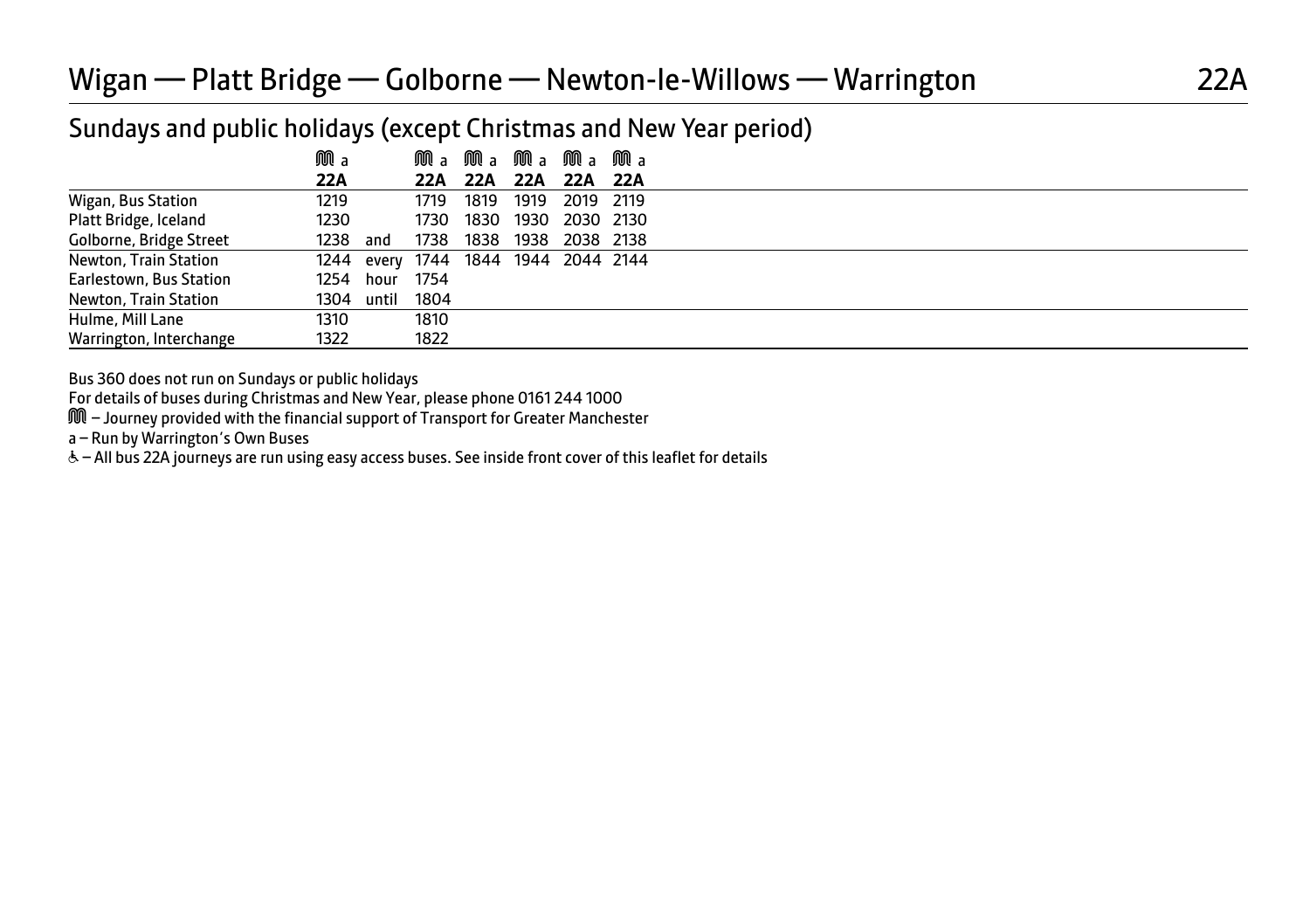# Wigan — Platt Bridge — Golborne — Newton-le-Willows — Warrington 22A

## Sundays and public holidays (except Christmas and New Year period)

| | M a | | M a | M a | M a | M a | M a |
|---|---|---|---|---|---|---|---|
| | **22A** | | **22A** | **22A** | **22A** | **22A** | **22A** |
| Wigan, Bus Station | 1219 | | 1719 | 1819 | 1919 | 2019 | 2119 |
| Platt Bridge, Iceland | 1230 | | 1730 | 1830 | 1930 | 2030 | 2130 |
| Golborne, Bridge Street | 1238 | and | 1738 | 1838 | 1938 | 2038 | 2138 |
| Newton, Train Station | 1244 | every | 1744 | 1844 | 1944 | 2044 | 2144 |
| Earlestown, Bus Station | 1254 | hour | 1754 | | | | |
| Newton, Train Station | 1304 | until | 1804 | | | | |
| Hulme, Mill Lane | 1310 | | 1810 | | | | |
| Warrington, Interchange | 1322 | | 1822 | | | | |

Bus 360 does not run on Sundays or public holidays

For details of buses during Christmas and New Year, please phone 0161 244 1000

M – Journey provided with the financial support of Transport for Greater Manchester

a – Run by Warrington's Own Buses

♿ – All bus 22A journeys are run using easy access buses. See inside front cover of this leaflet for details